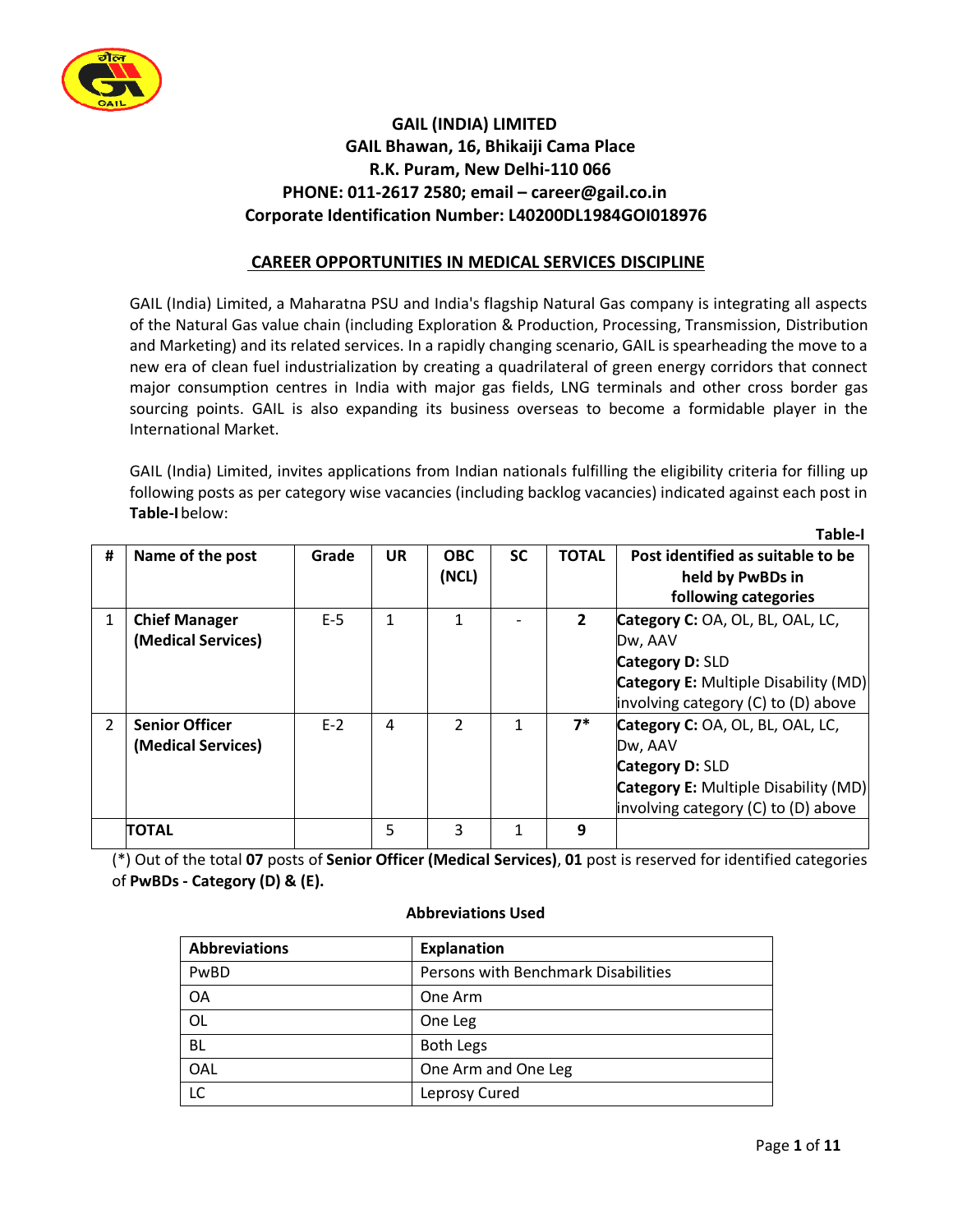# GAIL (INDIA) LIMITED

**GAIL Bhawan, 16, Bhikaiji Cama Place**
**R.K. Puram, New Delhi-110 066**
**PHONE: 011-2617 2580; email – career@gail.co.in**
**Corporate Identification Number: L40200DL1984GOI018976**

## CAREER OPPORTUNITIES IN MEDICAL SERVICES DISCIPLINE

GAIL (India) Limited, a Maharatna PSU and India's flagship Natural Gas company is integrating all aspects of the Natural Gas value chain (including Exploration & Production, Processing, Transmission, Distribution and Marketing) and its related services. In a rapidly changing scenario, GAIL is spearheading the move to a new era of clean fuel industrialization by creating a quadrilateral of green energy corridors that connect major consumption centres in India with major gas fields, LNG terminals and other cross border gas sourcing points. GAIL is also expanding its business overseas to become a formidable player in the International Market.

GAIL (India) Limited, invites applications from Indian nationals fulfilling the eligibility criteria for filling up following posts as per category wise vacancies (including backlog vacancies) indicated against each post in **Table-I** below:

**Table-I**

| # | Name of the post | Grade | UR | OBC (NCL) | SC | TOTAL | Post identified as suitable to be held by PwBDs in following categories |
|---|---|---|---|---|---|---|---|
| 1 | **Chief Manager (Medical Services)** | E-5 | 1 | 1 | - | **2** | **Category C:** OA, OL, BL, OAL, LC, Dw, AAV<br>**Category D:** SLD<br>**Category E:** Multiple Disability (MD) involving category (C) to (D) above |
| 2 | **Senior Officer (Medical Services)** | E-2 | 4 | 2 | 1 | **7*** | **Category C:** OA, OL, BL, OAL, LC, Dw, AAV<br>**Category D:** SLD<br>**Category E:** Multiple Disability (MD) involving category (C) to (D) above |
| | **TOTAL** | | 5 | 3 | 1 | 9 | |

(*) Out of the total **07** posts of **Senior Officer (Medical Services)**, **01** post is reserved for identified categories of **PwBDs - Category (D) & (E).**

**Abbreviations Used**

| Abbreviations | Explanation |
|---|---|
| PwBD | Persons with Benchmark Disabilities |
| OA | One Arm |
| OL | One Leg |
| BL | Both Legs |
| OAL | One Arm and One Leg |
| LC | Leprosy Cured |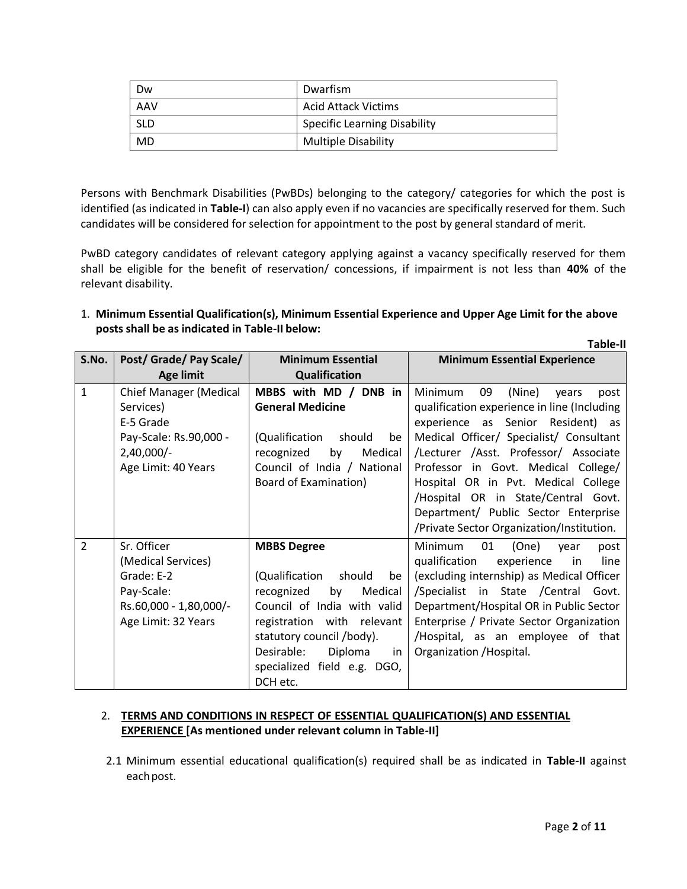| Dw | Dwarfism |
|---|---|
| AAV | Acid Attack Victims |
| SLD | Specific Learning Disability |
| MD | Multiple Disability |

Persons with Benchmark Disabilities (PwBDs) belonging to the category/ categories for which the post is identified (as indicated in **Table-I**) can also apply even if no vacancies are specifically reserved for them. Such candidates will be considered for selection for appointment to the post by general standard of merit.

PwBD category candidates of relevant category applying against a vacancy specifically reserved for them shall be eligible for the benefit of reservation/ concessions, if impairment is not less than **40%** of the relevant disability.

1. **Minimum Essential Qualification(s), Minimum Essential Experience and Upper Age Limit for the above posts shall be as indicated in Table-II below:**

**Table-II**

| S.No. | Post/ Grade/ Pay Scale/ Age limit | Minimum Essential Qualification | Minimum Essential Experience |
|---|---|---|---|
| 1 | Chief Manager (Medical Services)<br>E-5 Grade<br>Pay-Scale: Rs.90,000 - 2,40,000/-<br>Age Limit: 40 Years | **MBBS with MD / DNB in General Medicine**<br><br>(Qualification should be recognized by Medical Council of India / National Board of Examination) | Minimum 09 (Nine) years post qualification experience in line (Including experience as Senior Resident) as Medical Officer/ Specialist/ Consultant /Lecturer /Asst. Professor/ Associate Professor in Govt. Medical College/ Hospital OR in Pvt. Medical College /Hospital OR in State/Central Govt. Department/ Public Sector Enterprise /Private Sector Organization/Institution. |
| 2 | Sr. Officer (Medical Services)<br>Grade: E-2<br>Pay-Scale: Rs.60,000 - 1,80,000/-<br>Age Limit: 32 Years | **MBBS Degree**<br><br>(Qualification should be recognized by Medical Council of India with valid registration with relevant statutory council /body).<br>Desirable: Diploma in specialized field e.g. DGO, DCH etc. | Minimum 01 (One) year post qualification experience in line (excluding internship) as Medical Officer /Specialist in State /Central Govt. Department/Hospital OR in Public Sector Enterprise / Private Sector Organization /Hospital, as an employee of that Organization /Hospital. |

2. **TERMS AND CONDITIONS IN RESPECT OF ESSENTIAL QUALIFICATION(S) AND ESSENTIAL EXPERIENCE [As mentioned under relevant column in Table-II]**

2.1 Minimum essential educational qualification(s) required shall be as indicated in **Table-II** against each post.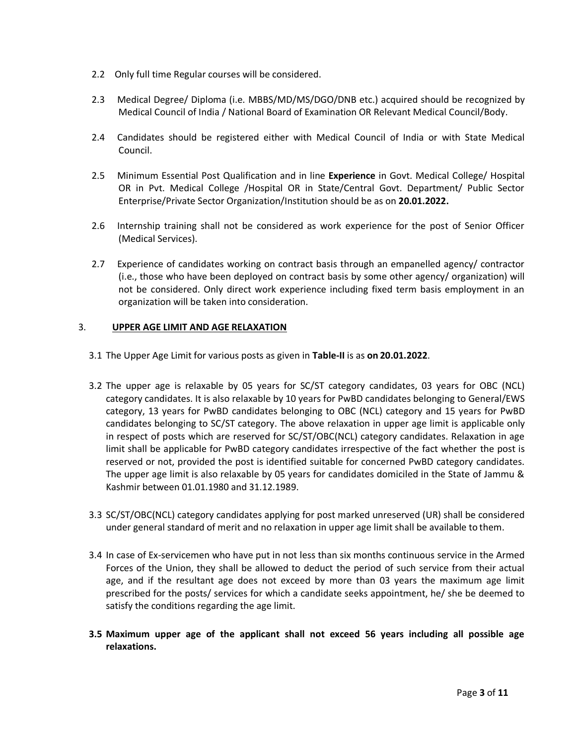2.2 Only full time Regular courses will be considered.

2.3 Medical Degree/ Diploma (i.e. MBBS/MD/MS/DGO/DNB etc.) acquired should be recognized by Medical Council of India / National Board of Examination OR Relevant Medical Council/Body.

2.4 Candidates should be registered either with Medical Council of India or with State Medical Council.

2.5 Minimum Essential Post Qualification and in line **Experience** in Govt. Medical College/ Hospital OR in Pvt. Medical College /Hospital OR in State/Central Govt. Department/ Public Sector Enterprise/Private Sector Organization/Institution should be as on **20.01.2022.**

2.6 Internship training shall not be considered as work experience for the post of Senior Officer (Medical Services).

2.7 Experience of candidates working on contract basis through an empanelled agency/ contractor (i.e., those who have been deployed on contract basis by some other agency/ organization) will not be considered. Only direct work experience including fixed term basis employment in an organization will be taken into consideration.

## 3. UPPER AGE LIMIT AND AGE RELAXATION

3.1 The Upper Age Limit for various posts as given in **Table-II** is as **on 20.01.2022**.

3.2 The upper age is relaxable by 05 years for SC/ST category candidates, 03 years for OBC (NCL) category candidates. It is also relaxable by 10 years for PwBD candidates belonging to General/EWS category, 13 years for PwBD candidates belonging to OBC (NCL) category and 15 years for PwBD candidates belonging to SC/ST category. The above relaxation in upper age limit is applicable only in respect of posts which are reserved for SC/ST/OBC(NCL) category candidates. Relaxation in age limit shall be applicable for PwBD category candidates irrespective of the fact whether the post is reserved or not, provided the post is identified suitable for concerned PwBD category candidates. The upper age limit is also relaxable by 05 years for candidates domiciled in the State of Jammu & Kashmir between 01.01.1980 and 31.12.1989.

3.3 SC/ST/OBC(NCL) category candidates applying for post marked unreserved (UR) shall be considered under general standard of merit and no relaxation in upper age limit shall be available to them.

3.4 In case of Ex-servicemen who have put in not less than six months continuous service in the Armed Forces of the Union, they shall be allowed to deduct the period of such service from their actual age, and if the resultant age does not exceed by more than 03 years the maximum age limit prescribed for the posts/ services for which a candidate seeks appointment, he/ she be deemed to satisfy the conditions regarding the age limit.

**3.5 Maximum upper age of the applicant shall not exceed 56 years including all possible age relaxations.**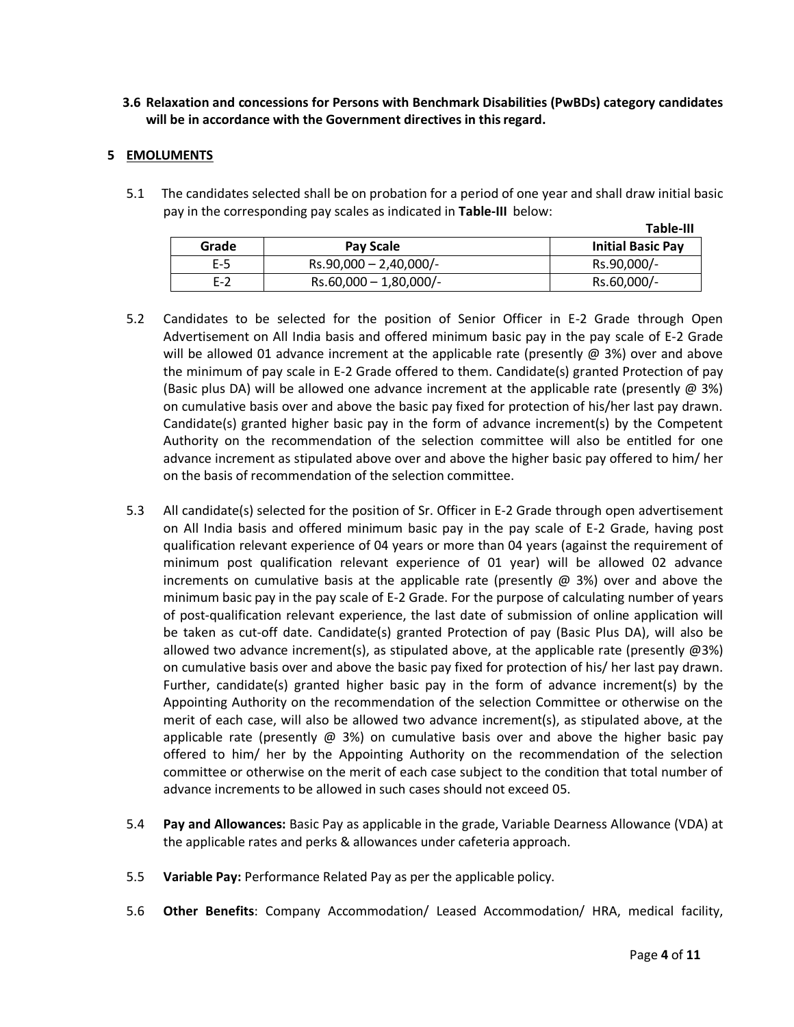**3.6 Relaxation and concessions for Persons with Benchmark Disabilities (PwBDs) category candidates will be in accordance with the Government directives in this regard.**

## 5 EMOLUMENTS

5.1 The candidates selected shall be on probation for a period of one year and shall draw initial basic pay in the corresponding pay scales as indicated in **Table-III** below:

**Table-III**

| Grade | Pay Scale | Initial Basic Pay |
|---|---|---|
| E-5 | Rs.90,000 – 2,40,000/- | Rs.90,000/- |
| E-2 | Rs.60,000 – 1,80,000/- | Rs.60,000/- |

5.2 Candidates to be selected for the position of Senior Officer in E-2 Grade through Open Advertisement on All India basis and offered minimum basic pay in the pay scale of E-2 Grade will be allowed 01 advance increment at the applicable rate (presently @ 3%) over and above the minimum of pay scale in E-2 Grade offered to them. Candidate(s) granted Protection of pay (Basic plus DA) will be allowed one advance increment at the applicable rate (presently @ 3%) on cumulative basis over and above the basic pay fixed for protection of his/her last pay drawn. Candidate(s) granted higher basic pay in the form of advance increment(s) by the Competent Authority on the recommendation of the selection committee will also be entitled for one advance increment as stipulated above over and above the higher basic pay offered to him/ her on the basis of recommendation of the selection committee.

5.3 All candidate(s) selected for the position of Sr. Officer in E-2 Grade through open advertisement on All India basis and offered minimum basic pay in the pay scale of E-2 Grade, having post qualification relevant experience of 04 years or more than 04 years (against the requirement of minimum post qualification relevant experience of 01 year) will be allowed 02 advance increments on cumulative basis at the applicable rate (presently @ 3%) over and above the minimum basic pay in the pay scale of E-2 Grade. For the purpose of calculating number of years of post-qualification relevant experience, the last date of submission of online application will be taken as cut-off date. Candidate(s) granted Protection of pay (Basic Plus DA), will also be allowed two advance increment(s), as stipulated above, at the applicable rate (presently @3%) on cumulative basis over and above the basic pay fixed for protection of his/ her last pay drawn. Further, candidate(s) granted higher basic pay in the form of advance increment(s) by the Appointing Authority on the recommendation of the selection Committee or otherwise on the merit of each case, will also be allowed two advance increment(s), as stipulated above, at the applicable rate (presently @ 3%) on cumulative basis over and above the higher basic pay offered to him/ her by the Appointing Authority on the recommendation of the selection committee or otherwise on the merit of each case subject to the condition that total number of advance increments to be allowed in such cases should not exceed 05.

5.4 **Pay and Allowances:** Basic Pay as applicable in the grade, Variable Dearness Allowance (VDA) at the applicable rates and perks & allowances under cafeteria approach.

5.5 **Variable Pay:** Performance Related Pay as per the applicable policy.

5.6 **Other Benefits**: Company Accommodation/ Leased Accommodation/ HRA, medical facility,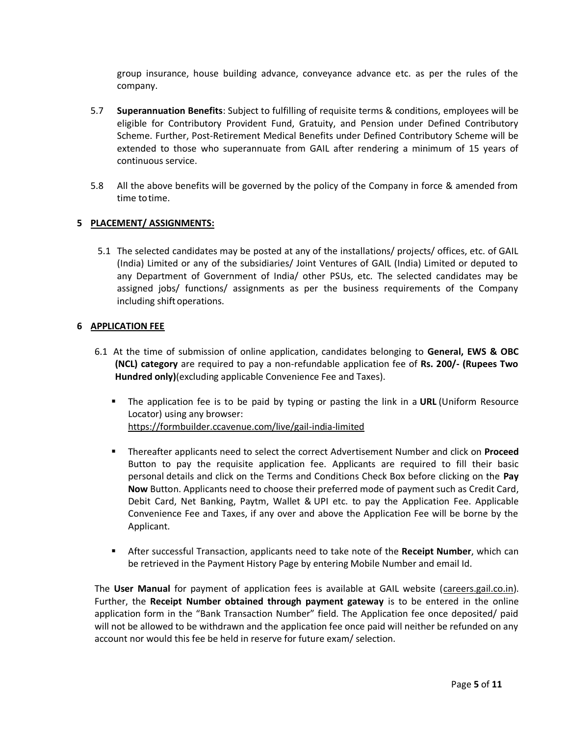group insurance, house building advance, conveyance advance etc. as per the rules of the company.

5.7 **Superannuation Benefits**: Subject to fulfilling of requisite terms & conditions, employees will be eligible for Contributory Provident Fund, Gratuity, and Pension under Defined Contributory Scheme. Further, Post-Retirement Medical Benefits under Defined Contributory Scheme will be extended to those who superannuate from GAIL after rendering a minimum of 15 years of continuous service.

5.8 All the above benefits will be governed by the policy of the Company in force & amended from time to time.

## 5 PLACEMENT/ ASSIGNMENTS:

5.1 The selected candidates may be posted at any of the installations/ projects/ offices, etc. of GAIL (India) Limited or any of the subsidiaries/ Joint Ventures of GAIL (India) Limited or deputed to any Department of Government of India/ other PSUs, etc. The selected candidates may be assigned jobs/ functions/ assignments as per the business requirements of the Company including shift operations.

## 6 APPLICATION FEE

6.1 At the time of submission of online application, candidates belonging to **General, EWS & OBC (NCL) category** are required to pay a non-refundable application fee of **Rs. 200/- (Rupees Two Hundred only)**(excluding applicable Convenience Fee and Taxes).

- The application fee is to be paid by typing or pasting the link in a **URL** (Uniform Resource Locator) using any browser:
  https://formbuilder.ccavenue.com/live/gail-india-limited

- Thereafter applicants need to select the correct Advertisement Number and click on **Proceed** Button to pay the requisite application fee. Applicants are required to fill their basic personal details and click on the Terms and Conditions Check Box before clicking on the **Pay Now** Button. Applicants need to choose their preferred mode of payment such as Credit Card, Debit Card, Net Banking, Paytm, Wallet & UPI etc. to pay the Application Fee. Applicable Convenience Fee and Taxes, if any over and above the Application Fee will be borne by the Applicant.

- After successful Transaction, applicants need to take note of the **Receipt Number**, which can be retrieved in the Payment History Page by entering Mobile Number and email Id.

The **User Manual** for payment of application fees is available at GAIL website (careers.gail.co.in). Further, the **Receipt Number obtained through payment gateway** is to be entered in the online application form in the "Bank Transaction Number" field. The Application fee once deposited/ paid will not be allowed to be withdrawn and the application fee once paid will neither be refunded on any account nor would this fee be held in reserve for future exam/ selection.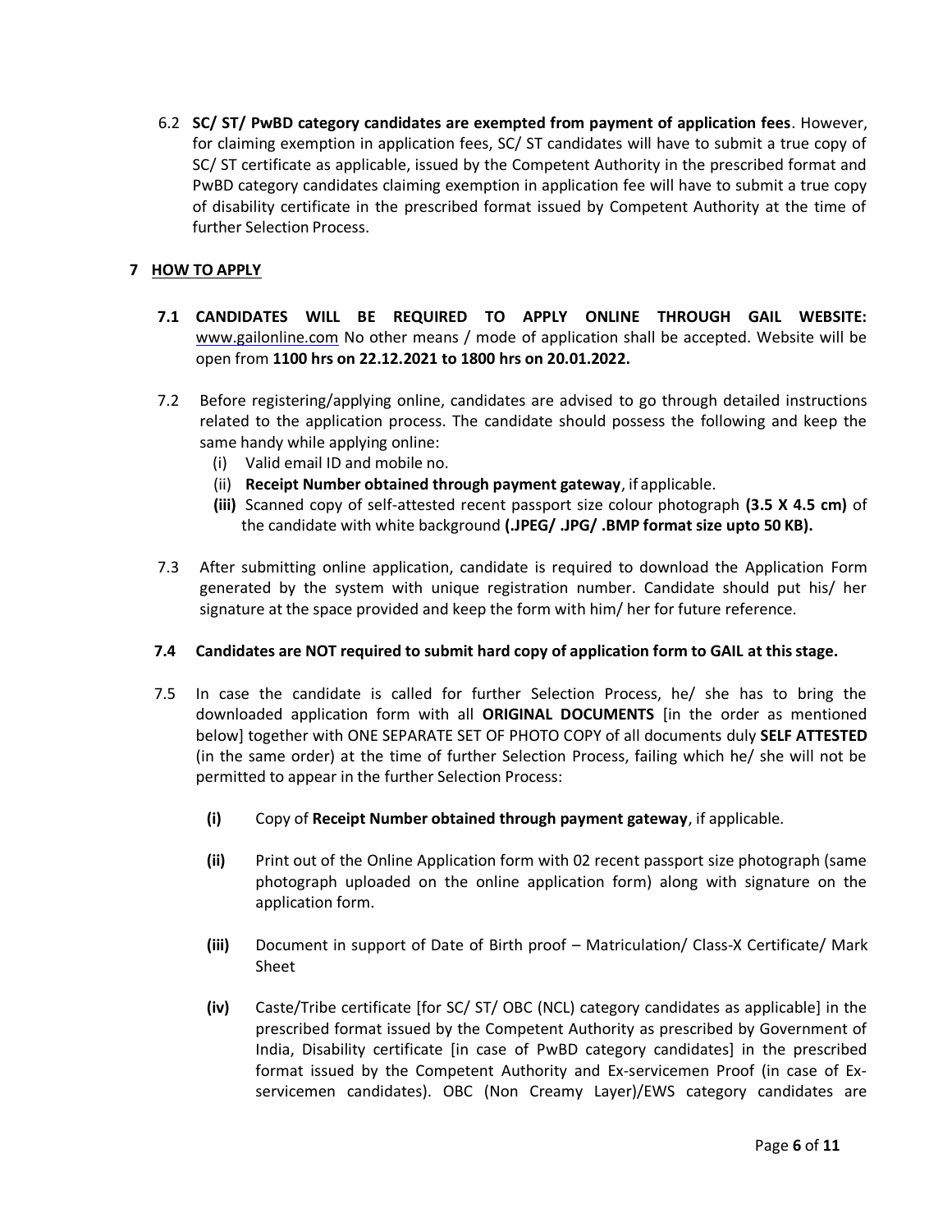6.2 **SC/ ST/ PwBD category candidates are exempted from payment of application fees**. However, for claiming exemption in application fees, SC/ ST candidates will have to submit a true copy of SC/ ST certificate as applicable, issued by the Competent Authority in the prescribed format and PwBD category candidates claiming exemption in application fee will have to submit a true copy of disability certificate in the prescribed format issued by Competent Authority at the time of further Selection Process.

## 7 HOW TO APPLY

**7.1 CANDIDATES WILL BE REQUIRED TO APPLY ONLINE THROUGH GAIL WEBSITE:** www.gailonline.com No other means / mode of application shall be accepted. Website will be open from **1100 hrs on 22.12.2021 to 1800 hrs on 20.01.2022.**

7.2 Before registering/applying online, candidates are advised to go through detailed instructions related to the application process. The candidate should possess the following and keep the same handy while applying online:

(i) Valid email ID and mobile no.

(ii) **Receipt Number obtained through payment gateway**, if applicable.

**(iii)** Scanned copy of self-attested recent passport size colour photograph **(3.5 X 4.5 cm)** of the candidate with white background **(.JPEG/ .JPG/ .BMP format size upto 50 KB).**

7.3 After submitting online application, candidate is required to download the Application Form generated by the system with unique registration number. Candidate should put his/ her signature at the space provided and keep the form with him/ her for future reference.

**7.4 Candidates are NOT required to submit hard copy of application form to GAIL at this stage.**

7.5 In case the candidate is called for further Selection Process, he/ she has to bring the downloaded application form with all **ORIGINAL DOCUMENTS** [in the order as mentioned below] together with ONE SEPARATE SET OF PHOTO COPY of all documents duly **SELF ATTESTED** (in the same order) at the time of further Selection Process, failing which he/ she will not be permitted to appear in the further Selection Process:

**(i)** Copy of **Receipt Number obtained through payment gateway**, if applicable.

**(ii)** Print out of the Online Application form with 02 recent passport size photograph (same photograph uploaded on the online application form) along with signature on the application form.

**(iii)** Document in support of Date of Birth proof – Matriculation/ Class-X Certificate/ Mark Sheet

**(iv)** Caste/Tribe certificate [for SC/ ST/ OBC (NCL) category candidates as applicable] in the prescribed format issued by the Competent Authority as prescribed by Government of India, Disability certificate [in case of PwBD category candidates] in the prescribed format issued by the Competent Authority and Ex-servicemen Proof (in case of Ex-servicemen candidates). OBC (Non Creamy Layer)/EWS category candidates are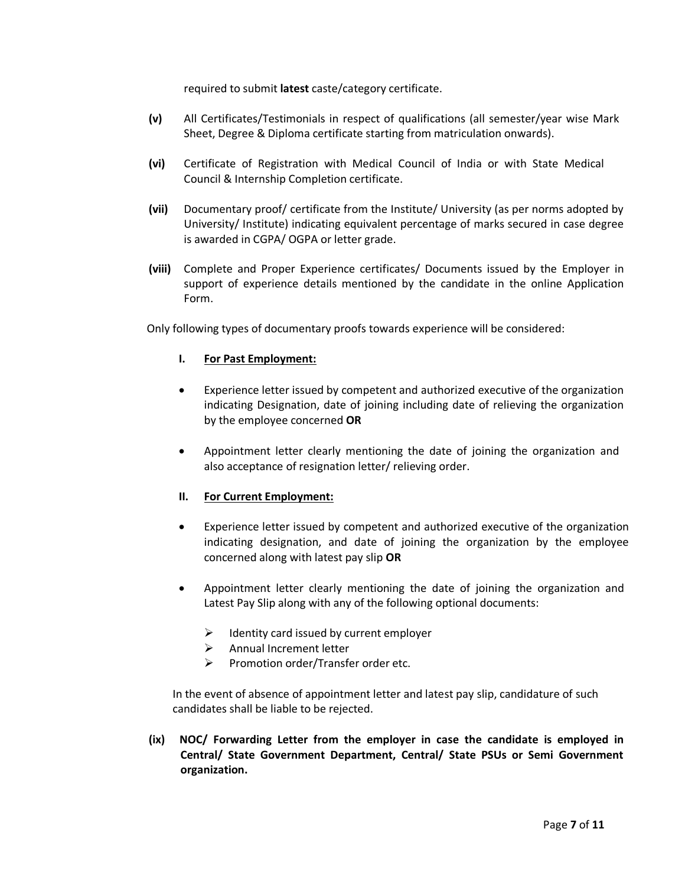required to submit **latest** caste/category certificate.

**(v)** All Certificates/Testimonials in respect of qualifications (all semester/year wise Mark Sheet, Degree & Diploma certificate starting from matriculation onwards).

**(vi)** Certificate of Registration with Medical Council of India or with State Medical Council & Internship Completion certificate.

**(vii)** Documentary proof/ certificate from the Institute/ University (as per norms adopted by University/ Institute) indicating equivalent percentage of marks secured in case degree is awarded in CGPA/ OGPA or letter grade.

**(viii)** Complete and Proper Experience certificates/ Documents issued by the Employer in support of experience details mentioned by the candidate in the online Application Form.

Only following types of documentary proofs towards experience will be considered:

**I. <u>For Past Employment:</u>**

- Experience letter issued by competent and authorized executive of the organization indicating Designation, date of joining including date of relieving the organization by the employee concerned **OR**
- Appointment letter clearly mentioning the date of joining the organization and also acceptance of resignation letter/ relieving order.

**II. <u>For Current Employment:</u>**

- Experience letter issued by competent and authorized executive of the organization indicating designation, and date of joining the organization by the employee concerned along with latest pay slip **OR**
- Appointment letter clearly mentioning the date of joining the organization and Latest Pay Slip along with any of the following optional documents:
  - Identity card issued by current employer
  - Annual Increment letter
  - Promotion order/Transfer order etc.

In the event of absence of appointment letter and latest pay slip, candidature of such candidates shall be liable to be rejected.

**(ix) NOC/ Forwarding Letter from the employer in case the candidate is employed in Central/ State Government Department, Central/ State PSUs or Semi Government organization.**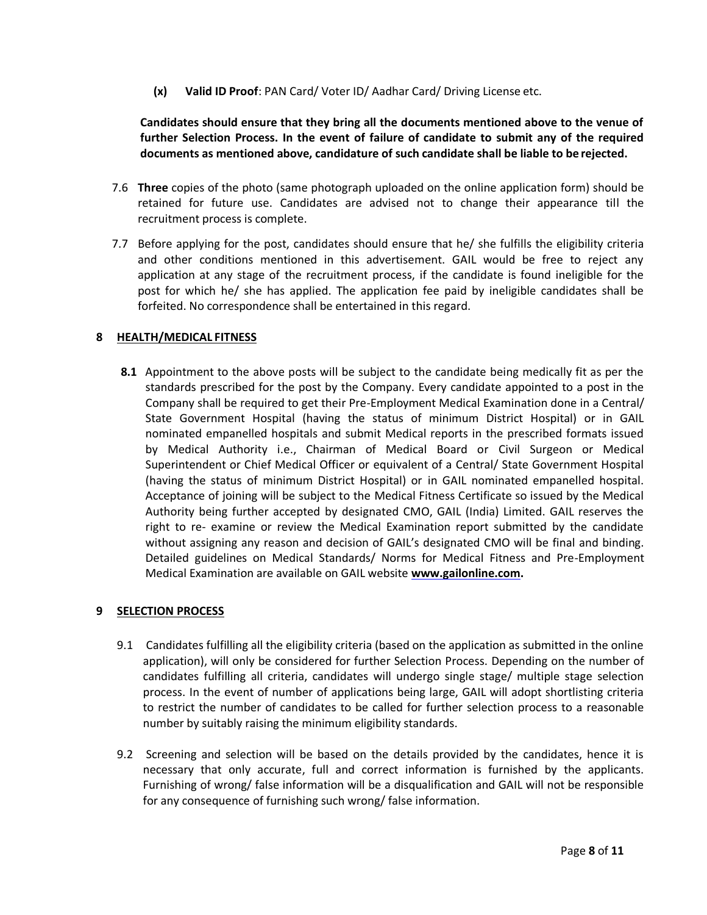**(x)** **Valid ID Proof**: PAN Card/ Voter ID/ Aadhar Card/ Driving License etc.

**Candidates should ensure that they bring all the documents mentioned above to the venue of further Selection Process. In the event of failure of candidate to submit any of the required documents as mentioned above, candidature of such candidate shall be liable to be rejected.**

7.6 **Three** copies of the photo (same photograph uploaded on the online application form) should be retained for future use. Candidates are advised not to change their appearance till the recruitment process is complete.

7.7 Before applying for the post, candidates should ensure that he/ she fulfills the eligibility criteria and other conditions mentioned in this advertisement. GAIL would be free to reject any application at any stage of the recruitment process, if the candidate is found ineligible for the post for which he/ she has applied. The application fee paid by ineligible candidates shall be forfeited. No correspondence shall be entertained in this regard.

## 8 HEALTH/MEDICAL FITNESS

**8.1** Appointment to the above posts will be subject to the candidate being medically fit as per the standards prescribed for the post by the Company. Every candidate appointed to a post in the Company shall be required to get their Pre-Employment Medical Examination done in a Central/ State Government Hospital (having the status of minimum District Hospital) or in GAIL nominated empanelled hospitals and submit Medical reports in the prescribed formats issued by Medical Authority i.e., Chairman of Medical Board or Civil Surgeon or Medical Superintendent or Chief Medical Officer or equivalent of a Central/ State Government Hospital (having the status of minimum District Hospital) or in GAIL nominated empanelled hospital. Acceptance of joining will be subject to the Medical Fitness Certificate so issued by the Medical Authority being further accepted by designated CMO, GAIL (India) Limited. GAIL reserves the right to re- examine or review the Medical Examination report submitted by the candidate without assigning any reason and decision of GAIL's designated CMO will be final and binding. Detailed guidelines on Medical Standards/ Norms for Medical Fitness and Pre-Employment Medical Examination are available on GAIL website **www.gailonline.com.**

## 9 SELECTION PROCESS

9.1 Candidates fulfilling all the eligibility criteria (based on the application as submitted in the online application), will only be considered for further Selection Process. Depending on the number of candidates fulfilling all criteria, candidates will undergo single stage/ multiple stage selection process. In the event of number of applications being large, GAIL will adopt shortlisting criteria to restrict the number of candidates to be called for further selection process to a reasonable number by suitably raising the minimum eligibility standards.

9.2 Screening and selection will be based on the details provided by the candidates, hence it is necessary that only accurate, full and correct information is furnished by the applicants. Furnishing of wrong/ false information will be a disqualification and GAIL will not be responsible for any consequence of furnishing such wrong/ false information.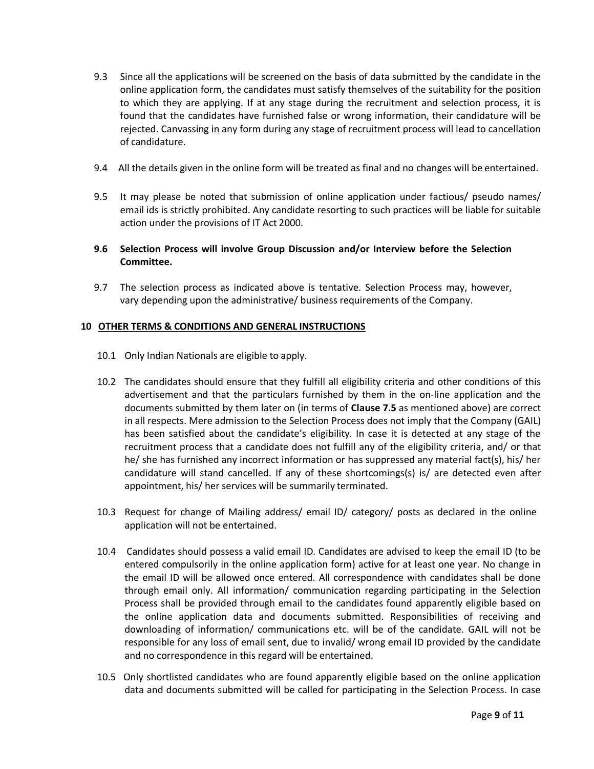9.3 Since all the applications will be screened on the basis of data submitted by the candidate in the online application form, the candidates must satisfy themselves of the suitability for the position to which they are applying. If at any stage during the recruitment and selection process, it is found that the candidates have furnished false or wrong information, their candidature will be rejected. Canvassing in any form during any stage of recruitment process will lead to cancellation of candidature.

9.4 All the details given in the online form will be treated as final and no changes will be entertained.

9.5 It may please be noted that submission of online application under factious/ pseudo names/ email ids is strictly prohibited. Any candidate resorting to such practices will be liable for suitable action under the provisions of IT Act 2000.

**9.6 Selection Process will involve Group Discussion and/or Interview before the Selection Committee.**

9.7 The selection process as indicated above is tentative. Selection Process may, however, vary depending upon the administrative/ business requirements of the Company.

## 10 OTHER TERMS & CONDITIONS AND GENERAL INSTRUCTIONS

10.1 Only Indian Nationals are eligible to apply.

10.2 The candidates should ensure that they fulfill all eligibility criteria and other conditions of this advertisement and that the particulars furnished by them in the on-line application and the documents submitted by them later on (in terms of **Clause 7.5** as mentioned above) are correct in all respects. Mere admission to the Selection Process does not imply that the Company (GAIL) has been satisfied about the candidate's eligibility. In case it is detected at any stage of the recruitment process that a candidate does not fulfill any of the eligibility criteria, and/ or that he/ she has furnished any incorrect information or has suppressed any material fact(s), his/ her candidature will stand cancelled. If any of these shortcomings(s) is/ are detected even after appointment, his/ her services will be summarily terminated.

10.3 Request for change of Mailing address/ email ID/ category/ posts as declared in the online application will not be entertained.

10.4 Candidates should possess a valid email ID. Candidates are advised to keep the email ID (to be entered compulsorily in the online application form) active for at least one year. No change in the email ID will be allowed once entered. All correspondence with candidates shall be done through email only. All information/ communication regarding participating in the Selection Process shall be provided through email to the candidates found apparently eligible based on the online application data and documents submitted. Responsibilities of receiving and downloading of information/ communications etc. will be of the candidate. GAIL will not be responsible for any loss of email sent, due to invalid/ wrong email ID provided by the candidate and no correspondence in this regard will be entertained.

10.5 Only shortlisted candidates who are found apparently eligible based on the online application data and documents submitted will be called for participating in the Selection Process. In case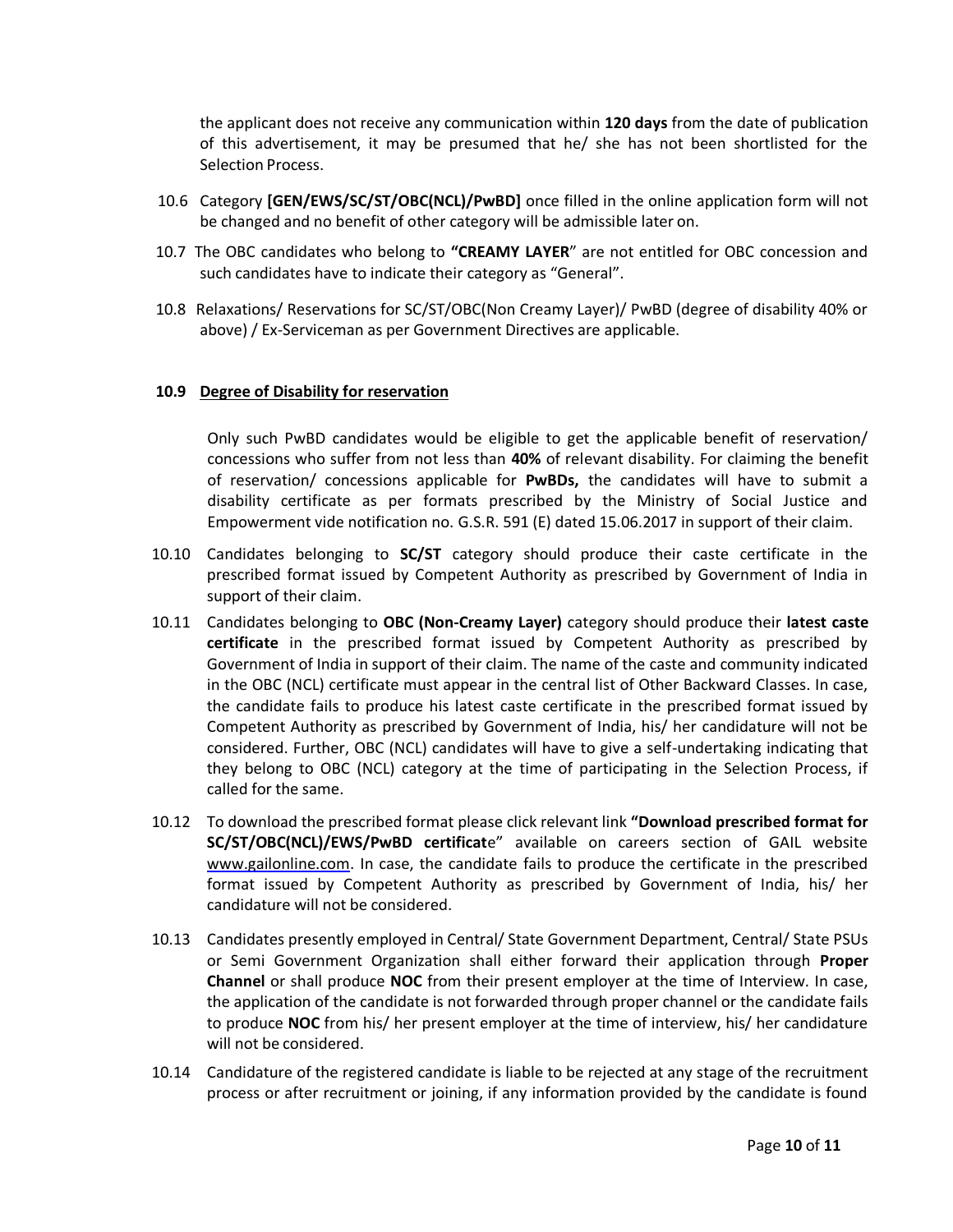the applicant does not receive any communication within **120 days** from the date of publication of this advertisement, it may be presumed that he/ she has not been shortlisted for the Selection Process.

10.6 Category **[GEN/EWS/SC/ST/OBC(NCL)/PwBD]** once filled in the online application form will not be changed and no benefit of other category will be admissible later on.

10.7 The OBC candidates who belong to **"CREAMY LAYER"** are not entitled for OBC concession and such candidates have to indicate their category as "General".

10.8 Relaxations/ Reservations for SC/ST/OBC(Non Creamy Layer)/ PwBD (degree of disability 40% or above) / Ex-Serviceman as per Government Directives are applicable.

**10.9 <u>Degree of Disability for reservation</u>**

Only such PwBD candidates would be eligible to get the applicable benefit of reservation/ concessions who suffer from not less than **40%** of relevant disability. For claiming the benefit of reservation/ concessions applicable for **PwBDs,** the candidates will have to submit a disability certificate as per formats prescribed by the Ministry of Social Justice and Empowerment vide notification no. G.S.R. 591 (E) dated 15.06.2017 in support of their claim.

10.10 Candidates belonging to **SC/ST** category should produce their caste certificate in the prescribed format issued by Competent Authority as prescribed by Government of India in support of their claim.

10.11 Candidates belonging to **OBC (Non-Creamy Layer)** category should produce their **latest caste certificate** in the prescribed format issued by Competent Authority as prescribed by Government of India in support of their claim. The name of the caste and community indicated in the OBC (NCL) certificate must appear in the central list of Other Backward Classes. In case, the candidate fails to produce his latest caste certificate in the prescribed format issued by Competent Authority as prescribed by Government of India, his/ her candidature will not be considered. Further, OBC (NCL) candidates will have to give a self-undertaking indicating that they belong to OBC (NCL) category at the time of participating in the Selection Process, if called for the same.

10.12 To download the prescribed format please click relevant link **"Download prescribed format for SC/ST/OBC(NCL)/EWS/PwBD certificat**e" available on careers section of GAIL website www.gailonline.com. In case, the candidate fails to produce the certificate in the prescribed format issued by Competent Authority as prescribed by Government of India, his/ her candidature will not be considered.

10.13 Candidates presently employed in Central/ State Government Department, Central/ State PSUs or Semi Government Organization shall either forward their application through **Proper Channel** or shall produce **NOC** from their present employer at the time of Interview. In case, the application of the candidate is not forwarded through proper channel or the candidate fails to produce **NOC** from his/ her present employer at the time of interview, his/ her candidature will not be considered.

10.14 Candidature of the registered candidate is liable to be rejected at any stage of the recruitment process or after recruitment or joining, if any information provided by the candidate is found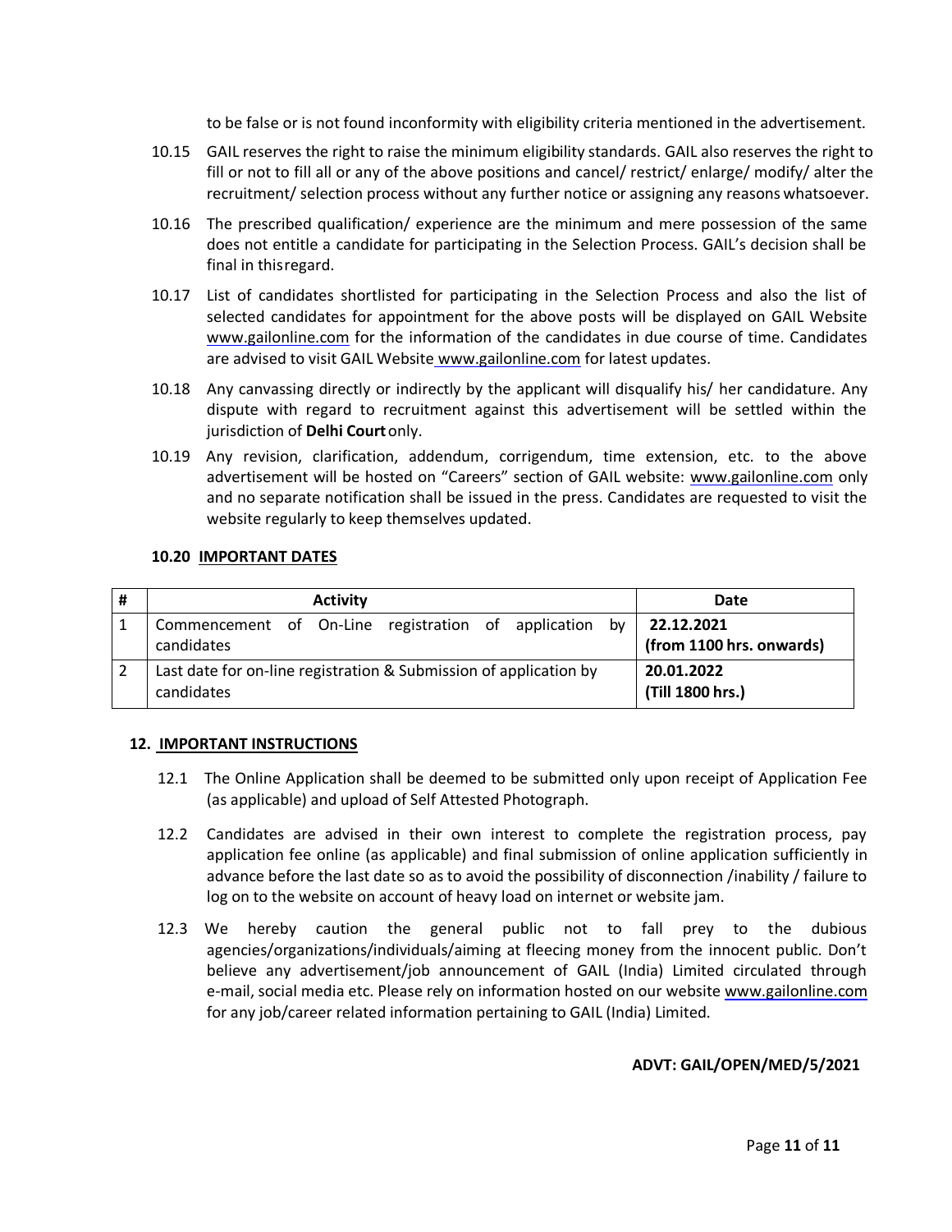to be false or is not found inconformity with eligibility criteria mentioned in the advertisement.

10.15 GAIL reserves the right to raise the minimum eligibility standards. GAIL also reserves the right to fill or not to fill all or any of the above positions and cancel/ restrict/ enlarge/ modify/ alter the recruitment/ selection process without any further notice or assigning any reasons whatsoever.

10.16 The prescribed qualification/ experience are the minimum and mere possession of the same does not entitle a candidate for participating in the Selection Process. GAIL's decision shall be final in thisregard.

10.17 List of candidates shortlisted for participating in the Selection Process and also the list of selected candidates for appointment for the above posts will be displayed on GAIL Website www.gailonline.com for the information of the candidates in due course of time. Candidates are advised to visit GAIL Website www.gailonline.com for latest updates.

10.18 Any canvassing directly or indirectly by the applicant will disqualify his/ her candidature. Any dispute with regard to recruitment against this advertisement will be settled within the jurisdiction of **Delhi Court** only.

10.19 Any revision, clarification, addendum, corrigendum, time extension, etc. to the above advertisement will be hosted on "Careers" section of GAIL website: www.gailonline.com only and no separate notification shall be issued in the press. Candidates are requested to visit the website regularly to keep themselves updated.

**10.20 IMPORTANT DATES**

| # | Activity | Date |
|---|---|---|
| 1 | Commencement of On-Line registration of application by candidates | **22.12.2021 (from 1100 hrs. onwards)** |
| 2 | Last date for on-line registration & Submission of application by candidates | **20.01.2022 (Till 1800 hrs.)** |

## 12. IMPORTANT INSTRUCTIONS

12.1 The Online Application shall be deemed to be submitted only upon receipt of Application Fee (as applicable) and upload of Self Attested Photograph.

12.2 Candidates are advised in their own interest to complete the registration process, pay application fee online (as applicable) and final submission of online application sufficiently in advance before the last date so as to avoid the possibility of disconnection /inability / failure to log on to the website on account of heavy load on internet or website jam.

12.3 We hereby caution the general public not to fall prey to the dubious agencies/organizations/individuals/aiming at fleecing money from the innocent public. Don't believe any advertisement/job announcement of GAIL (India) Limited circulated through e-mail, social media etc. Please rely on information hosted on our website www.gailonline.com for any job/career related information pertaining to GAIL (India) Limited.

**ADVT: GAIL/OPEN/MED/5/2021**